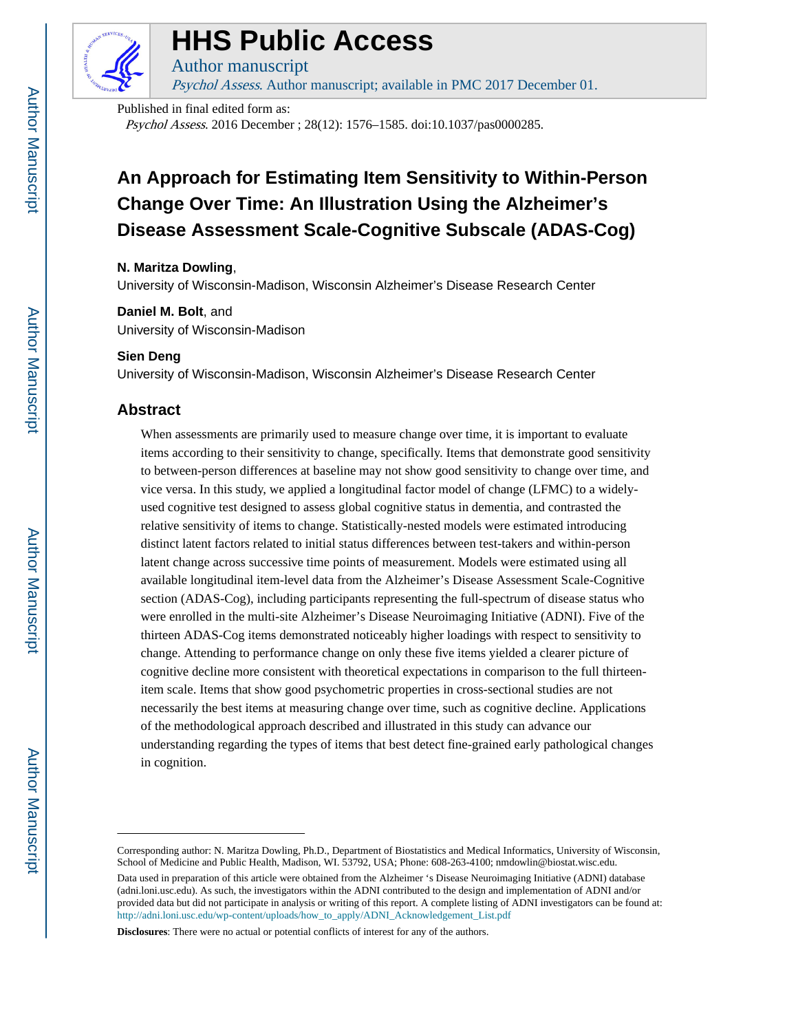# HHS Public Access

Author manuscript

*Psychol Assess*. Author manuscript; available in PMC 2017 December 01.

Published in final edited form as:

*Psychol Assess*. 2016 December ; 28(12): 1576–1585. doi:10.1037/pas0000285.

# An Approach for Estimating Item Sensitivity to Within-Person Change Over Time: An Illustration Using the Alzheimer's Disease Assessment Scale-Cognitive Subscale (ADAS-Cog)

**N. Maritza Dowling**,

University of Wisconsin-Madison, Wisconsin Alzheimer's Disease Research Center

**Daniel M. Bolt**, and

University of Wisconsin-Madison

**Sien Deng**

University of Wisconsin-Madison, Wisconsin Alzheimer's Disease Research Center

## Abstract

When assessments are primarily used to measure change over time, it is important to evaluate items according to their sensitivity to change, specifically. Items that demonstrate good sensitivity to between-person differences at baseline may not show good sensitivity to change over time, and vice versa. In this study, we applied a longitudinal factor model of change (LFMC) to a widely-used cognitive test designed to assess global cognitive status in dementia, and contrasted the relative sensitivity of items to change. Statistically-nested models were estimated introducing distinct latent factors related to initial status differences between test-takers and within-person latent change across successive time points of measurement. Models were estimated using all available longitudinal item-level data from the Alzheimer's Disease Assessment Scale-Cognitive section (ADAS-Cog), including participants representing the full-spectrum of disease status who were enrolled in the multi-site Alzheimer's Disease Neuroimaging Initiative (ADNI). Five of the thirteen ADAS-Cog items demonstrated noticeably higher loadings with respect to sensitivity to change. Attending to performance change on only these five items yielded a clearer picture of cognitive decline more consistent with theoretical expectations in comparison to the full thirteen-item scale. Items that show good psychometric properties in cross-sectional studies are not necessarily the best items at measuring change over time, such as cognitive decline. Applications of the methodological approach described and illustrated in this study can advance our understanding regarding the types of items that best detect fine-grained early pathological changes in cognition.

---

Corresponding author: N. Maritza Dowling, Ph.D., Department of Biostatistics and Medical Informatics, University of Wisconsin, School of Medicine and Public Health, Madison, WI. 53792, USA; Phone: 608-263-4100; nmdowlin@biostat.wisc.edu.

Data used in preparation of this article were obtained from the Alzheimer 's Disease Neuroimaging Initiative (ADNI) database (adni.loni.usc.edu). As such, the investigators within the ADNI contributed to the design and implementation of ADNI and/or provided data but did not participate in analysis or writing of this report. A complete listing of ADNI investigators can be found at: http://adni.loni.usc.edu/wp-content/uploads/how_to_apply/ADNI_Acknowledgement_List.pdf

**Disclosures**: There were no actual or potential conflicts of interest for any of the authors.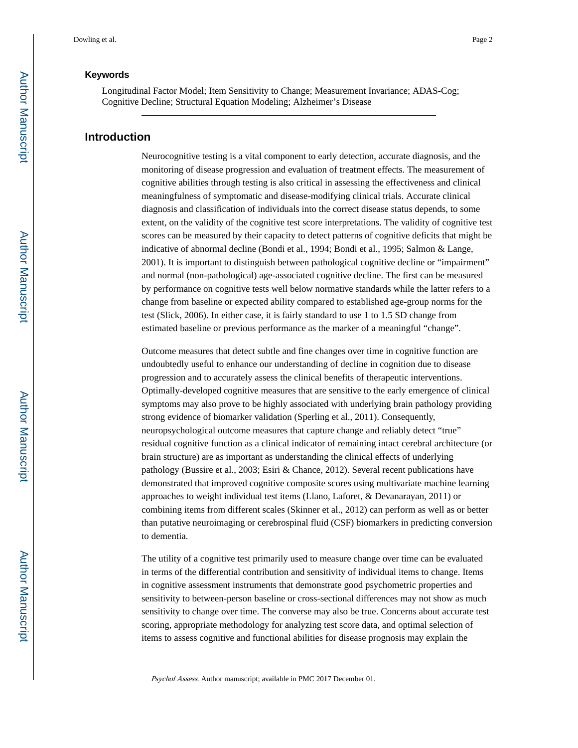### Keywords

Longitudinal Factor Model; Item Sensitivity to Change; Measurement Invariance; ADAS-Cog; Cognitive Decline; Structural Equation Modeling; Alzheimer's Disease

## Introduction

Neurocognitive testing is a vital component to early detection, accurate diagnosis, and the monitoring of disease progression and evaluation of treatment effects. The measurement of cognitive abilities through testing is also critical in assessing the effectiveness and clinical meaningfulness of symptomatic and disease-modifying clinical trials. Accurate clinical diagnosis and classification of individuals into the correct disease status depends, to some extent, on the validity of the cognitive test score interpretations. The validity of cognitive test scores can be measured by their capacity to detect patterns of cognitive deficits that might be indicative of abnormal decline (Bondi et al., 1994; Bondi et al., 1995; Salmon & Lange, 2001). It is important to distinguish between pathological cognitive decline or "impairment" and normal (non-pathological) age-associated cognitive decline. The first can be measured by performance on cognitive tests well below normative standards while the latter refers to a change from baseline or expected ability compared to established age-group norms for the test (Slick, 2006). In either case, it is fairly standard to use 1 to 1.5 SD change from estimated baseline or previous performance as the marker of a meaningful "change".

Outcome measures that detect subtle and fine changes over time in cognitive function are undoubtedly useful to enhance our understanding of decline in cognition due to disease progression and to accurately assess the clinical benefits of therapeutic interventions. Optimally-developed cognitive measures that are sensitive to the early emergence of clinical symptoms may also prove to be highly associated with underlying brain pathology providing strong evidence of biomarker validation (Sperling et al., 2011). Consequently, neuropsychological outcome measures that capture change and reliably detect "true" residual cognitive function as a clinical indicator of remaining intact cerebral architecture (or brain structure) are as important as understanding the clinical effects of underlying pathology (Bussire et al., 2003; Esiri & Chance, 2012). Several recent publications have demonstrated that improved cognitive composite scores using multivariate machine learning approaches to weight individual test items (Llano, Laforet, & Devanarayan, 2011) or combining items from different scales (Skinner et al., 2012) can perform as well as or better than putative neuroimaging or cerebrospinal fluid (CSF) biomarkers in predicting conversion to dementia.

The utility of a cognitive test primarily used to measure change over time can be evaluated in terms of the differential contribution and sensitivity of individual items to change. Items in cognitive assessment instruments that demonstrate good psychometric properties and sensitivity to between-person baseline or cross-sectional differences may not show as much sensitivity to change over time. The converse may also be true. Concerns about accurate test scoring, appropriate methodology for analyzing test score data, and optimal selection of items to assess cognitive and functional abilities for disease prognosis may explain the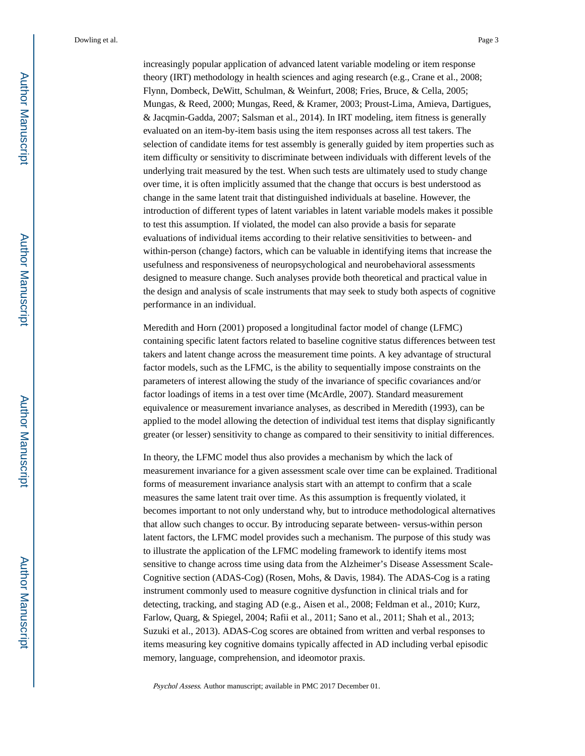increasingly popular application of advanced latent variable modeling or item response theory (IRT) methodology in health sciences and aging research (e.g., Crane et al., 2008; Flynn, Dombeck, DeWitt, Schulman, & Weinfurt, 2008; Fries, Bruce, & Cella, 2005; Mungas, & Reed, 2000; Mungas, Reed, & Kramer, 2003; Proust-Lima, Amieva, Dartigues, & Jacqmin-Gadda, 2007; Salsman et al., 2014). In IRT modeling, item fitness is generally evaluated on an item-by-item basis using the item responses across all test takers. The selection of candidate items for test assembly is generally guided by item properties such as item difficulty or sensitivity to discriminate between individuals with different levels of the underlying trait measured by the test. When such tests are ultimately used to study change over time, it is often implicitly assumed that the change that occurs is best understood as change in the same latent trait that distinguished individuals at baseline. However, the introduction of different types of latent variables in latent variable models makes it possible to test this assumption. If violated, the model can also provide a basis for separate evaluations of individual items according to their relative sensitivities to between- and within-person (change) factors, which can be valuable in identifying items that increase the usefulness and responsiveness of neuropsychological and neurobehavioral assessments designed to measure change. Such analyses provide both theoretical and practical value in the design and analysis of scale instruments that may seek to study both aspects of cognitive performance in an individual.

Meredith and Horn (2001) proposed a longitudinal factor model of change (LFMC) containing specific latent factors related to baseline cognitive status differences between test takers and latent change across the measurement time points. A key advantage of structural factor models, such as the LFMC, is the ability to sequentially impose constraints on the parameters of interest allowing the study of the invariance of specific covariances and/or factor loadings of items in a test over time (McArdle, 2007). Standard measurement equivalence or measurement invariance analyses, as described in Meredith (1993), can be applied to the model allowing the detection of individual test items that display significantly greater (or lesser) sensitivity to change as compared to their sensitivity to initial differences.

In theory, the LFMC model thus also provides a mechanism by which the lack of measurement invariance for a given assessment scale over time can be explained. Traditional forms of measurement invariance analysis start with an attempt to confirm that a scale measures the same latent trait over time. As this assumption is frequently violated, it becomes important to not only understand why, but to introduce methodological alternatives that allow such changes to occur. By introducing separate between- versus-within person latent factors, the LFMC model provides such a mechanism. The purpose of this study was to illustrate the application of the LFMC modeling framework to identify items most sensitive to change across time using data from the Alzheimer's Disease Assessment Scale-Cognitive section (ADAS-Cog) (Rosen, Mohs, & Davis, 1984). The ADAS-Cog is a rating instrument commonly used to measure cognitive dysfunction in clinical trials and for detecting, tracking, and staging AD (e.g., Aisen et al., 2008; Feldman et al., 2010; Kurz, Farlow, Quarg, & Spiegel, 2004; Rafii et al., 2011; Sano et al., 2011; Shah et al., 2013; Suzuki et al., 2013). ADAS-Cog scores are obtained from written and verbal responses to items measuring key cognitive domains typically affected in AD including verbal episodic memory, language, comprehension, and ideomotor praxis.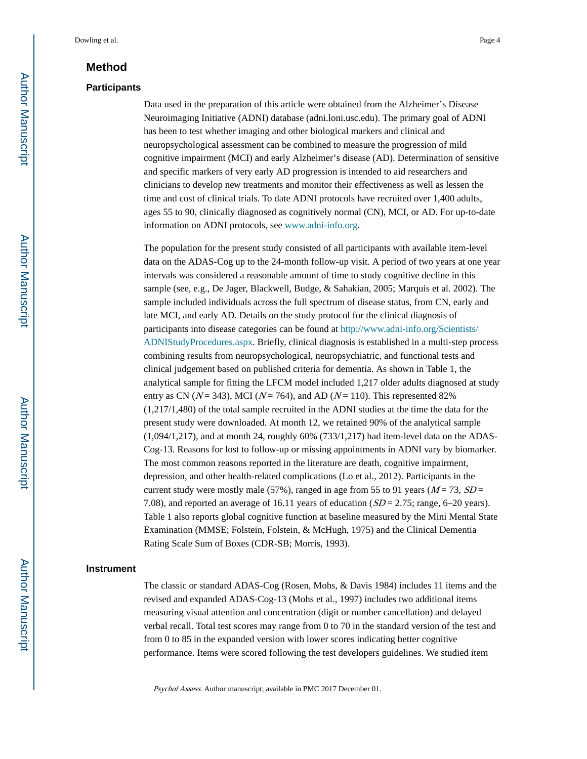## Method

### Participants

Data used in the preparation of this article were obtained from the Alzheimer's Disease Neuroimaging Initiative (ADNI) database (adni.loni.usc.edu). The primary goal of ADNI has been to test whether imaging and other biological markers and clinical and neuropsychological assessment can be combined to measure the progression of mild cognitive impairment (MCI) and early Alzheimer's disease (AD). Determination of sensitive and specific markers of very early AD progression is intended to aid researchers and clinicians to develop new treatments and monitor their effectiveness as well as lessen the time and cost of clinical trials. To date ADNI protocols have recruited over 1,400 adults, ages 55 to 90, clinically diagnosed as cognitively normal (CN), MCI, or AD. For up-to-date information on ADNI protocols, see www.adni-info.org.

The population for the present study consisted of all participants with available item-level data on the ADAS-Cog up to the 24-month follow-up visit. A period of two years at one year intervals was considered a reasonable amount of time to study cognitive decline in this sample (see, e.g., De Jager, Blackwell, Budge, & Sahakian, 2005; Marquis et al. 2002). The sample included individuals across the full spectrum of disease status, from CN, early and late MCI, and early AD. Details on the study protocol for the clinical diagnosis of participants into disease categories can be found at http://www.adni-info.org/Scientists/ADNIStudyProcedures.aspx. Briefly, clinical diagnosis is established in a multi-step process combining results from neuropsychological, neuropsychiatric, and functional tests and clinical judgement based on published criteria for dementia. As shown in Table 1, the analytical sample for fitting the LFCM model included 1,217 older adults diagnosed at study entry as CN ($N$ = 343), MCI ($N$ = 764), and AD ($N$ = 110). This represented 82% (1,217/1,480) of the total sample recruited in the ADNI studies at the time the data for the present study were downloaded. At month 12, we retained 90% of the analytical sample (1,094/1,217), and at month 24, roughly 60% (733/1,217) had item-level data on the ADAS-Cog-13. Reasons for lost to follow-up or missing appointments in ADNI vary by biomarker. The most common reasons reported in the literature are death, cognitive impairment, depression, and other health-related complications (Lo et al., 2012). Participants in the current study were mostly male (57%), ranged in age from 55 to 91 years ($M$ = 73, $SD$ = 7.08), and reported an average of 16.11 years of education ($SD$ = 2.75; range, 6–20 years). Table 1 also reports global cognitive function at baseline measured by the Mini Mental State Examination (MMSE; Folstein, Folstein, & McHugh, 1975) and the Clinical Dementia Rating Scale Sum of Boxes (CDR-SB; Morris, 1993).

### Instrument

The classic or standard ADAS-Cog (Rosen, Mohs, & Davis 1984) includes 11 items and the revised and expanded ADAS-Cog-13 (Mohs et al., 1997) includes two additional items measuring visual attention and concentration (digit or number cancellation) and delayed verbal recall. Total test scores may range from 0 to 70 in the standard version of the test and from 0 to 85 in the expanded version with lower scores indicating better cognitive performance. Items were scored following the test developers guidelines. We studied item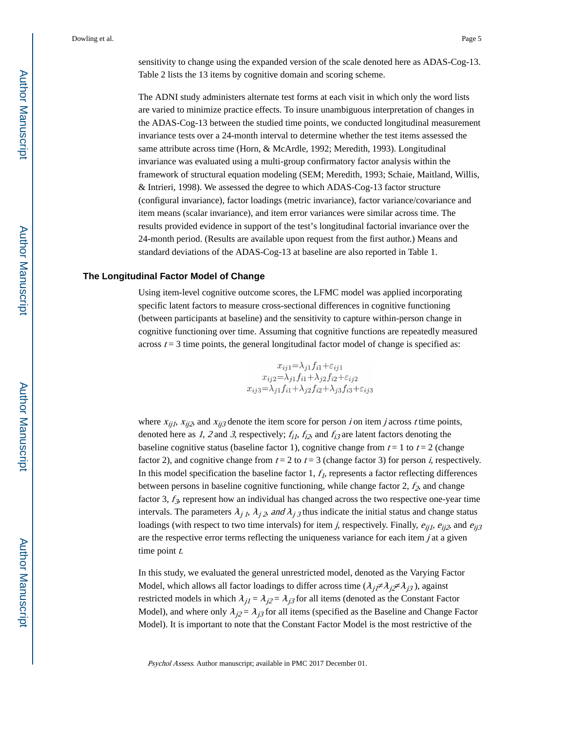sensitivity to change using the expanded version of the scale denoted here as ADAS-Cog-13. Table 2 lists the 13 items by cognitive domain and scoring scheme.

The ADNI study administers alternate test forms at each visit in which only the word lists are varied to minimize practice effects. To insure unambiguous interpretation of changes in the ADAS-Cog-13 between the studied time points, we conducted longitudinal measurement invariance tests over a 24-month interval to determine whether the test items assessed the same attribute across time (Horn, & McArdle, 1992; Meredith, 1993). Longitudinal invariance was evaluated using a multi-group confirmatory factor analysis within the framework of structural equation modeling (SEM; Meredith, 1993; Schaie, Maitland, Willis, & Intrieri, 1998). We assessed the degree to which ADAS-Cog-13 factor structure (configural invariance), factor loadings (metric invariance), factor variance/covariance and item means (scalar invariance), and item error variances were similar across time. The results provided evidence in support of the test's longitudinal factorial invariance over the 24-month period. (Results are available upon request from the first author.) Means and standard deviations of the ADAS-Cog-13 at baseline are also reported in Table 1.

## The Longitudinal Factor Model of Change

Using item-level cognitive outcome scores, the LFMC model was applied incorporating specific latent factors to measure cross-sectional differences in cognitive functioning (between participants at baseline) and the sensitivity to capture within-person change in cognitive functioning over time. Assuming that cognitive functions are repeatedly measured across $t = 3$ time points, the general longitudinal factor model of change is specified as:

$$
\begin{aligned}
x_{ij1} &= \lambda_{j1} f_{i1} + \varepsilon_{ij1} \\
x_{ij2} &= \lambda_{j1} f_{i1} + \lambda_{j2} f_{i2} + \varepsilon_{ij2} \\
x_{ij3} &= \lambda_{j1} f_{i1} + \lambda_{j2} f_{i2} + \lambda_{j3} f_{i3} + \varepsilon_{ij3}
\end{aligned}
$$

where $x_{ij1}$, $x_{ij2}$, and $x_{ij3}$ denote the item score for person $i$ on item $j$ across $t$ time points, denoted here as *1*, *2* and *3*, respectively; $f_{i1}$, $f_{i2}$, and $f_{i3}$ are latent factors denoting the baseline cognitive status (baseline factor 1), cognitive change from $t = 1$ to $t = 2$ (change factor 2), and cognitive change from $t = 2$ to $t = 3$ (change factor 3) for person $i$, respectively. In this model specification the baseline factor 1, $f_1$, represents a factor reflecting differences between persons in baseline cognitive functioning, while change factor 2, $f_2$, and change factor 3, $f_3$, represent how an individual has changed across the two respective one-year time intervals. The parameters $\lambda_{j\,1}$, $\lambda_{j\,2}$, *and* $\lambda_{j\,3}$ thus indicate the initial status and change status loadings (with respect to two time intervals) for item $j$, respectively. Finally, $e_{ij1}$, $e_{ij2}$, and $e_{ij3}$ are the respective error terms reflecting the uniqueness variance for each item $j$ at a given time point $t$.

In this study, we evaluated the general unrestricted model, denoted as the Varying Factor Model, which allows all factor loadings to differ across time ($\lambda_{j1} \neq \lambda_{j2} \neq \lambda_{j3}$), against restricted models in which $\lambda_{j1} = \lambda_{j2} = \lambda_{j3}$ for all items (denoted as the Constant Factor Model), and where only $\lambda_{j2} = \lambda_{j3}$ for all items (specified as the Baseline and Change Factor Model). It is important to note that the Constant Factor Model is the most restrictive of the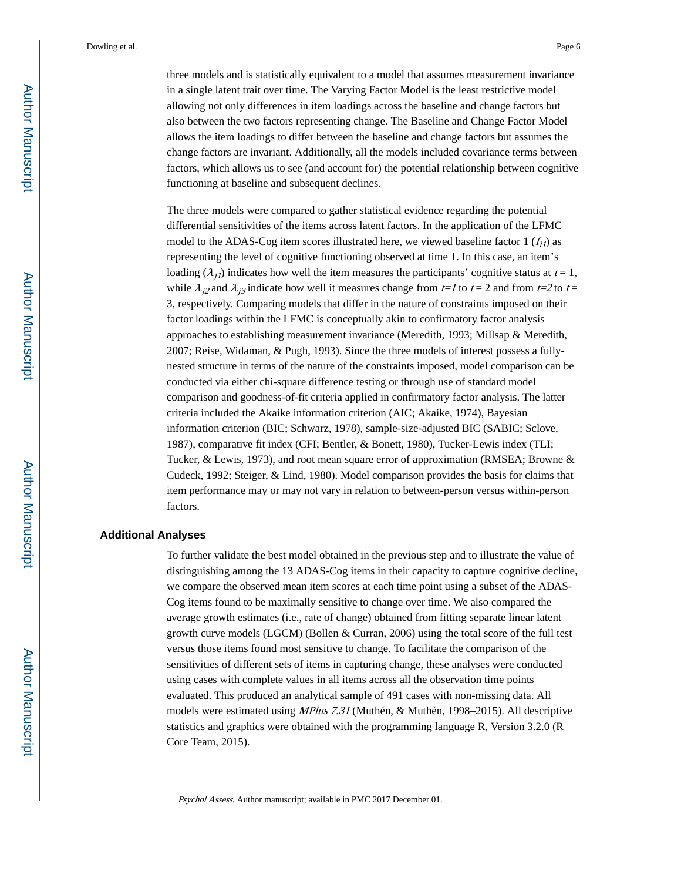three models and is statistically equivalent to a model that assumes measurement invariance in a single latent trait over time. The Varying Factor Model is the least restrictive model allowing not only differences in item loadings across the baseline and change factors but also between the two factors representing change. The Baseline and Change Factor Model allows the item loadings to differ between the baseline and change factors but assumes the change factors are invariant. Additionally, all the models included covariance terms between factors, which allows us to see (and account for) the potential relationship between cognitive functioning at baseline and subsequent declines.

The three models were compared to gather statistical evidence regarding the potential differential sensitivities of the items across latent factors. In the application of the LFMC model to the ADAS-Cog item scores illustrated here, we viewed baseline factor 1 ($f_{i1}$) as representing the level of cognitive functioning observed at time 1. In this case, an item's loading ($\lambda_{j1}$) indicates how well the item measures the participants' cognitive status at $t = 1$, while $\lambda_{j2}$ and $\lambda_{j3}$ indicate how well it measures change from $t=1$ to $t = 2$ and from $t=2$ to $t = 3$, respectively. Comparing models that differ in the nature of constraints imposed on their factor loadings within the LFMC is conceptually akin to confirmatory factor analysis approaches to establishing measurement invariance (Meredith, 1993; Millsap & Meredith, 2007; Reise, Widaman, & Pugh, 1993). Since the three models of interest possess a fully-nested structure in terms of the nature of the constraints imposed, model comparison can be conducted via either chi-square difference testing or through use of standard model comparison and goodness-of-fit criteria applied in confirmatory factor analysis. The latter criteria included the Akaike information criterion (AIC; Akaike, 1974), Bayesian information criterion (BIC; Schwarz, 1978), sample-size-adjusted BIC (SABIC; Sclove, 1987), comparative fit index (CFI; Bentler, & Bonett, 1980), Tucker-Lewis index (TLI; Tucker, & Lewis, 1973), and root mean square error of approximation (RMSEA; Browne & Cudeck, 1992; Steiger, & Lind, 1980). Model comparison provides the basis for claims that item performance may or may not vary in relation to between-person versus within-person factors.

## Additional Analyses

To further validate the best model obtained in the previous step and to illustrate the value of distinguishing among the 13 ADAS-Cog items in their capacity to capture cognitive decline, we compare the observed mean item scores at each time point using a subset of the ADAS-Cog items found to be maximally sensitive to change over time. We also compared the average growth estimates (i.e., rate of change) obtained from fitting separate linear latent growth curve models (LGCM) (Bollen & Curran, 2006) using the total score of the full test versus those items found most sensitive to change. To facilitate the comparison of the sensitivities of different sets of items in capturing change, these analyses were conducted using cases with complete values in all items across all the observation time points evaluated. This produced an analytical sample of 491 cases with non-missing data. All models were estimated using *MPlus 7.31* (Muthén, & Muthén, 1998–2015). All descriptive statistics and graphics were obtained with the programming language R, Version 3.2.0 (R Core Team, 2015).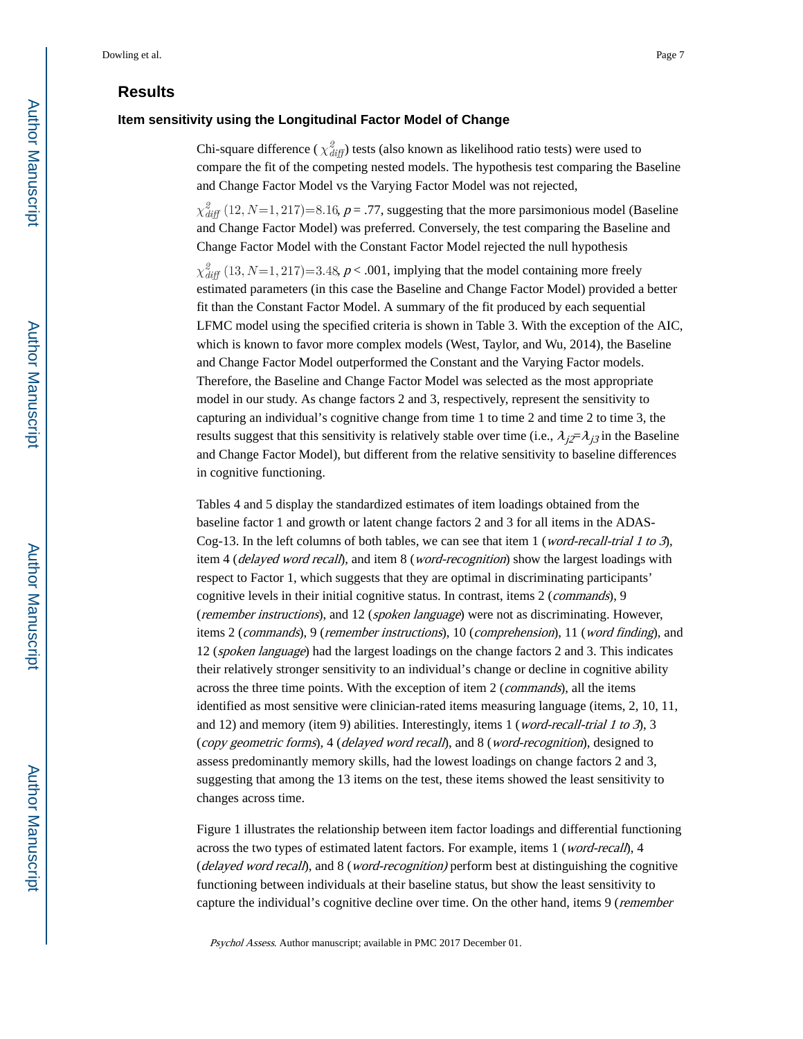## Results

### Item sensitivity using the Longitudinal Factor Model of Change

Chi-square difference ($\chi^2_{diff}$) tests (also known as likelihood ratio tests) were used to compare the fit of the competing nested models. The hypothesis test comparing the Baseline and Change Factor Model vs the Varying Factor Model was not rejected,

$\chi^2_{diff}(12, N{=}1,217){=}8.16$, $p = .77$, suggesting that the more parsimonious model (Baseline and Change Factor Model) was preferred. Conversely, the test comparing the Baseline and Change Factor Model with the Constant Factor Model rejected the null hypothesis

$\chi^2_{diff}(13, N{=}1,217){=}3.48$, $p < .001$, implying that the model containing more freely estimated parameters (in this case the Baseline and Change Factor Model) provided a better fit than the Constant Factor Model. A summary of the fit produced by each sequential LFMC model using the specified criteria is shown in Table 3. With the exception of the AIC, which is known to favor more complex models (West, Taylor, and Wu, 2014), the Baseline and Change Factor Model outperformed the Constant and the Varying Factor models. Therefore, the Baseline and Change Factor Model was selected as the most appropriate model in our study. As change factors 2 and 3, respectively, represent the sensitivity to capturing an individual's cognitive change from time 1 to time 2 and time 2 to time 3, the results suggest that this sensitivity is relatively stable over time (i.e., $\lambda_{j2}{=}\lambda_{j3}$ in the Baseline and Change Factor Model), but different from the relative sensitivity to baseline differences in cognitive functioning.

Tables 4 and 5 display the standardized estimates of item loadings obtained from the baseline factor 1 and growth or latent change factors 2 and 3 for all items in the ADAS-Cog-13. In the left columns of both tables, we can see that item 1 (*word-recall-trial 1 to 3*), item 4 (*delayed word recall*), and item 8 (*word-recognition*) show the largest loadings with respect to Factor 1, which suggests that they are optimal in discriminating participants' cognitive levels in their initial cognitive status. In contrast, items 2 (*commands*), 9 (*remember instructions*), and 12 (*spoken language*) were not as discriminating. However, items 2 (*commands*), 9 (*remember instructions*), 10 (*comprehension*), 11 (*word finding*), and 12 (*spoken language*) had the largest loadings on the change factors 2 and 3. This indicates their relatively stronger sensitivity to an individual's change or decline in cognitive ability across the three time points. With the exception of item 2 (*commands*), all the items identified as most sensitive were clinician-rated items measuring language (items, 2, 10, 11, and 12) and memory (item 9) abilities. Interestingly, items 1 (*word-recall-trial 1 to 3*), 3 (*copy geometric forms*), 4 (*delayed word recall*), and 8 (*word-recognition*), designed to assess predominantly memory skills, had the lowest loadings on change factors 2 and 3, suggesting that among the 13 items on the test, these items showed the least sensitivity to changes across time.

Figure 1 illustrates the relationship between item factor loadings and differential functioning across the two types of estimated latent factors. For example, items 1 (*word-recall*), 4 (*delayed word recall*), and 8 (*word-recognition)* perform best at distinguishing the cognitive functioning between individuals at their baseline status, but show the least sensitivity to capture the individual's cognitive decline over time. On the other hand, items 9 (*remember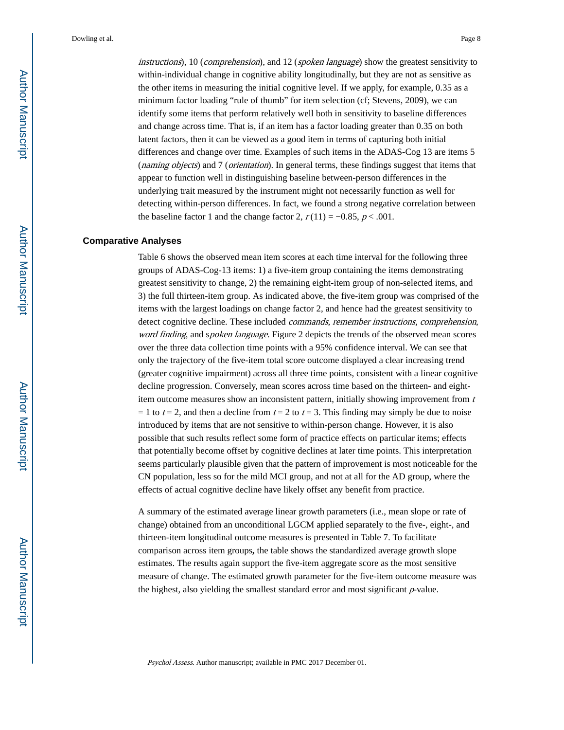*instructions*), 10 (*comprehension*), and 12 (*spoken language*) show the greatest sensitivity to within-individual change in cognitive ability longitudinally, but they are not as sensitive as the other items in measuring the initial cognitive level. If we apply, for example, 0.35 as a minimum factor loading "rule of thumb" for item selection (cf; Stevens, 2009), we can identify some items that perform relatively well both in sensitivity to baseline differences and change across time. That is, if an item has a factor loading greater than 0.35 on both latent factors, then it can be viewed as a good item in terms of capturing both initial differences and change over time. Examples of such items in the ADAS-Cog 13 are items 5 (*naming objects*) and 7 (*orientation*). In general terms, these findings suggest that items that appear to function well in distinguishing baseline between-person differences in the underlying trait measured by the instrument might not necessarily function as well for detecting within-person differences. In fact, we found a strong negative correlation between the baseline factor 1 and the change factor 2, $r(11) = -0.85$, $p < .001$.

## Comparative Analyses

Table 6 shows the observed mean item scores at each time interval for the following three groups of ADAS-Cog-13 items: 1) a five-item group containing the items demonstrating greatest sensitivity to change, 2) the remaining eight-item group of non-selected items, and 3) the full thirteen-item group. As indicated above, the five-item group was comprised of the items with the largest loadings on change factor 2, and hence had the greatest sensitivity to detect cognitive decline. These included *commands*, *remember instructions*, *comprehension*, *word finding*, and s*poken language*. Figure 2 depicts the trends of the observed mean scores over the three data collection time points with a 95% confidence interval. We can see that only the trajectory of the five-item total score outcome displayed a clear increasing trend (greater cognitive impairment) across all three time points, consistent with a linear cognitive decline progression. Conversely, mean scores across time based on the thirteen- and eight-item outcome measures show an inconsistent pattern, initially showing improvement from $t = 1$ to $t = 2$, and then a decline from $t = 2$ to $t = 3$. This finding may simply be due to noise introduced by items that are not sensitive to within-person change. However, it is also possible that such results reflect some form of practice effects on particular items; effects that potentially become offset by cognitive declines at later time points. This interpretation seems particularly plausible given that the pattern of improvement is most noticeable for the CN population, less so for the mild MCI group, and not at all for the AD group, where the effects of actual cognitive decline have likely offset any benefit from practice.

A summary of the estimated average linear growth parameters (i.e., mean slope or rate of change) obtained from an unconditional LGCM applied separately to the five-, eight-, and thirteen-item longitudinal outcome measures is presented in Table 7. To facilitate comparison across item groups**,** the table shows the standardized average growth slope estimates. The results again support the five-item aggregate score as the most sensitive measure of change. The estimated growth parameter for the five-item outcome measure was the highest, also yielding the smallest standard error and most significant *p*-value.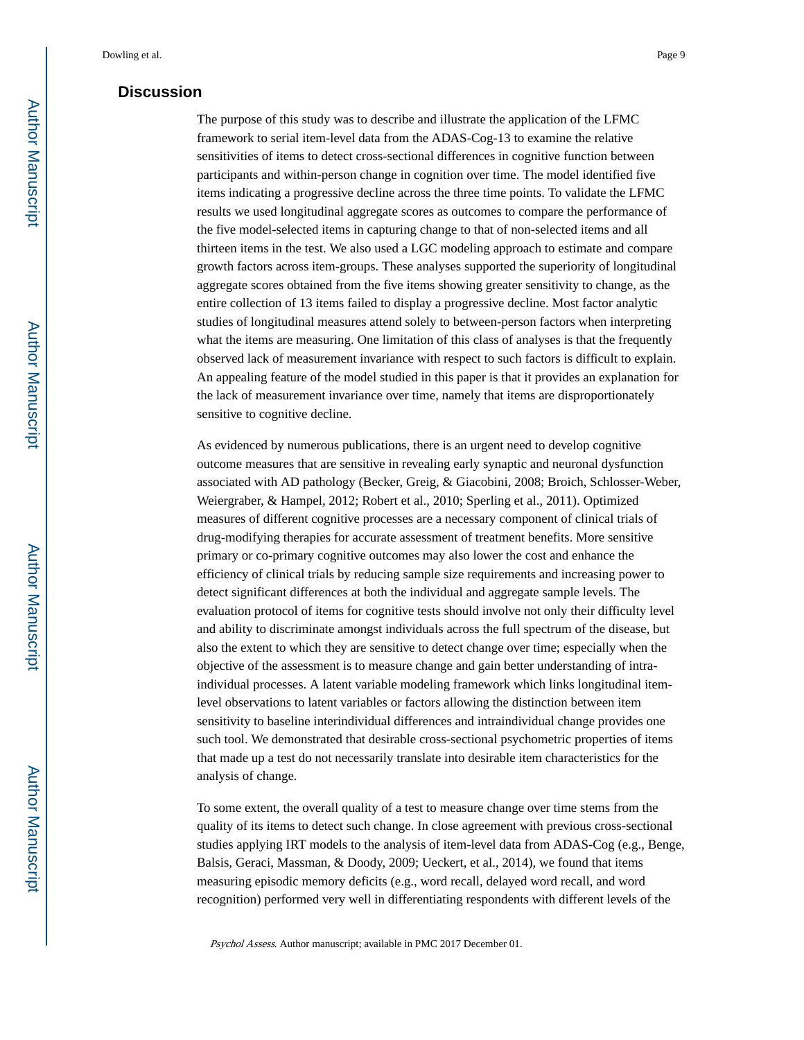## Discussion

The purpose of this study was to describe and illustrate the application of the LFMC framework to serial item-level data from the ADAS-Cog-13 to examine the relative sensitivities of items to detect cross-sectional differences in cognitive function between participants and within-person change in cognition over time. The model identified five items indicating a progressive decline across the three time points. To validate the LFMC results we used longitudinal aggregate scores as outcomes to compare the performance of the five model-selected items in capturing change to that of non-selected items and all thirteen items in the test. We also used a LGC modeling approach to estimate and compare growth factors across item-groups. These analyses supported the superiority of longitudinal aggregate scores obtained from the five items showing greater sensitivity to change, as the entire collection of 13 items failed to display a progressive decline. Most factor analytic studies of longitudinal measures attend solely to between-person factors when interpreting what the items are measuring. One limitation of this class of analyses is that the frequently observed lack of measurement invariance with respect to such factors is difficult to explain. An appealing feature of the model studied in this paper is that it provides an explanation for the lack of measurement invariance over time, namely that items are disproportionately sensitive to cognitive decline.

As evidenced by numerous publications, there is an urgent need to develop cognitive outcome measures that are sensitive in revealing early synaptic and neuronal dysfunction associated with AD pathology (Becker, Greig, & Giacobini, 2008; Broich, Schlosser-Weber, Weiergraber, & Hampel, 2012; Robert et al., 2010; Sperling et al., 2011). Optimized measures of different cognitive processes are a necessary component of clinical trials of drug-modifying therapies for accurate assessment of treatment benefits. More sensitive primary or co-primary cognitive outcomes may also lower the cost and enhance the efficiency of clinical trials by reducing sample size requirements and increasing power to detect significant differences at both the individual and aggregate sample levels. The evaluation protocol of items for cognitive tests should involve not only their difficulty level and ability to discriminate amongst individuals across the full spectrum of the disease, but also the extent to which they are sensitive to detect change over time; especially when the objective of the assessment is to measure change and gain better understanding of intra-individual processes. A latent variable modeling framework which links longitudinal item-level observations to latent variables or factors allowing the distinction between item sensitivity to baseline interindividual differences and intraindividual change provides one such tool. We demonstrated that desirable cross-sectional psychometric properties of items that made up a test do not necessarily translate into desirable item characteristics for the analysis of change.

To some extent, the overall quality of a test to measure change over time stems from the quality of its items to detect such change. In close agreement with previous cross-sectional studies applying IRT models to the analysis of item-level data from ADAS-Cog (e.g., Benge, Balsis, Geraci, Massman, & Doody, 2009; Ueckert, et al., 2014), we found that items measuring episodic memory deficits (e.g., word recall, delayed word recall, and word recognition) performed very well in differentiating respondents with different levels of the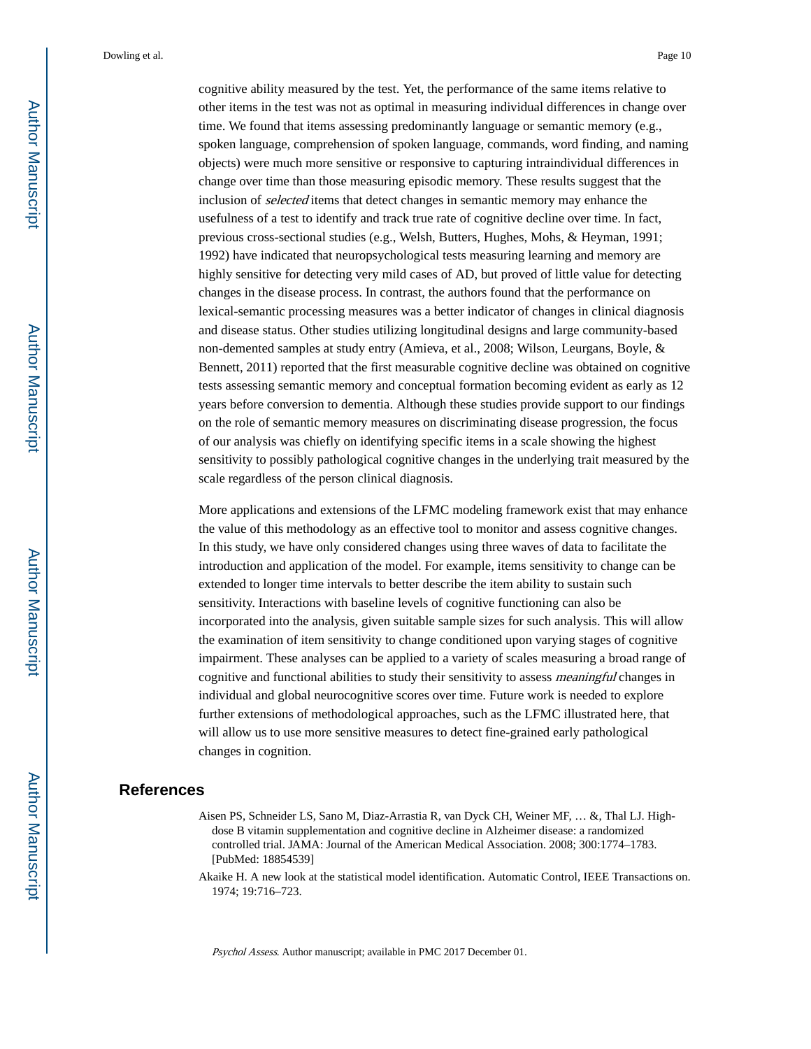cognitive ability measured by the test. Yet, the performance of the same items relative to other items in the test was not as optimal in measuring individual differences in change over time. We found that items assessing predominantly language or semantic memory (e.g., spoken language, comprehension of spoken language, commands, word finding, and naming objects) were much more sensitive or responsive to capturing intraindividual differences in change over time than those measuring episodic memory. These results suggest that the inclusion of *selected* items that detect changes in semantic memory may enhance the usefulness of a test to identify and track true rate of cognitive decline over time. In fact, previous cross-sectional studies (e.g., Welsh, Butters, Hughes, Mohs, & Heyman, 1991; 1992) have indicated that neuropsychological tests measuring learning and memory are highly sensitive for detecting very mild cases of AD, but proved of little value for detecting changes in the disease process. In contrast, the authors found that the performance on lexical-semantic processing measures was a better indicator of changes in clinical diagnosis and disease status. Other studies utilizing longitudinal designs and large community-based non-demented samples at study entry (Amieva, et al., 2008; Wilson, Leurgans, Boyle, & Bennett, 2011) reported that the first measurable cognitive decline was obtained on cognitive tests assessing semantic memory and conceptual formation becoming evident as early as 12 years before conversion to dementia. Although these studies provide support to our findings on the role of semantic memory measures on discriminating disease progression, the focus of our analysis was chiefly on identifying specific items in a scale showing the highest sensitivity to possibly pathological cognitive changes in the underlying trait measured by the scale regardless of the person clinical diagnosis.

More applications and extensions of the LFMC modeling framework exist that may enhance the value of this methodology as an effective tool to monitor and assess cognitive changes. In this study, we have only considered changes using three waves of data to facilitate the introduction and application of the model. For example, items sensitivity to change can be extended to longer time intervals to better describe the item ability to sustain such sensitivity. Interactions with baseline levels of cognitive functioning can also be incorporated into the analysis, given suitable sample sizes for such analysis. This will allow the examination of item sensitivity to change conditioned upon varying stages of cognitive impairment. These analyses can be applied to a variety of scales measuring a broad range of cognitive and functional abilities to study their sensitivity to assess *meaningful* changes in individual and global neurocognitive scores over time. Future work is needed to explore further extensions of methodological approaches, such as the LFMC illustrated here, that will allow us to use more sensitive measures to detect fine-grained early pathological changes in cognition.

## References

Aisen PS, Schneider LS, Sano M, Diaz-Arrastia R, van Dyck CH, Weiner MF, … &, Thal LJ. High-dose B vitamin supplementation and cognitive decline in Alzheimer disease: a randomized controlled trial. JAMA: Journal of the American Medical Association. 2008; 300:1774–1783. [PubMed: 18854539]

Akaike H. A new look at the statistical model identification. Automatic Control, IEEE Transactions on. 1974; 19:716–723.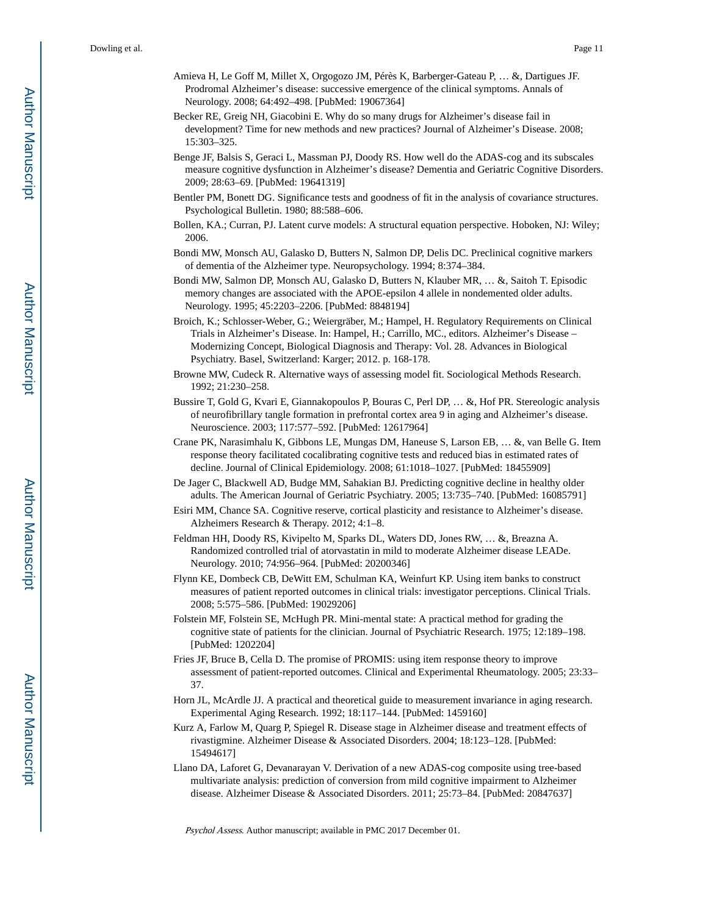Amieva H, Le Goff M, Millet X, Orgogozo JM, Pérès K, Barberger-Gateau P, … &, Dartigues JF. Prodromal Alzheimer's disease: successive emergence of the clinical symptoms. Annals of Neurology. 2008; 64:492–498. [PubMed: 19067364]

Becker RE, Greig NH, Giacobini E. Why do so many drugs for Alzheimer's disease fail in development? Time for new methods and new practices? Journal of Alzheimer's Disease. 2008; 15:303–325.

Benge JF, Balsis S, Geraci L, Massman PJ, Doody RS. How well do the ADAS-cog and its subscales measure cognitive dysfunction in Alzheimer's disease? Dementia and Geriatric Cognitive Disorders. 2009; 28:63–69. [PubMed: 19641319]

Bentler PM, Bonett DG. Significance tests and goodness of fit in the analysis of covariance structures. Psychological Bulletin. 1980; 88:588–606.

Bollen, KA.; Curran, PJ. Latent curve models: A structural equation perspective. Hoboken, NJ: Wiley; 2006.

Bondi MW, Monsch AU, Galasko D, Butters N, Salmon DP, Delis DC. Preclinical cognitive markers of dementia of the Alzheimer type. Neuropsychology. 1994; 8:374–384.

Bondi MW, Salmon DP, Monsch AU, Galasko D, Butters N, Klauber MR, … &, Saitoh T. Episodic memory changes are associated with the APOE-epsilon 4 allele in nondemented older adults. Neurology. 1995; 45:2203–2206. [PubMed: 8848194]

Broich, K.; Schlosser-Weber, G.; Weiergräber, M.; Hampel, H. Regulatory Requirements on Clinical Trials in Alzheimer's Disease. In: Hampel, H.; Carrillo, MC., editors. Alzheimer's Disease – Modernizing Concept, Biological Diagnosis and Therapy: Vol. 28. Advances in Biological Psychiatry. Basel, Switzerland: Karger; 2012. p. 168-178.

Browne MW, Cudeck R. Alternative ways of assessing model fit. Sociological Methods Research. 1992; 21:230–258.

Bussire T, Gold G, Kvari E, Giannakopoulos P, Bouras C, Perl DP, … &, Hof PR. Stereologic analysis of neurofibrillary tangle formation in prefrontal cortex area 9 in aging and Alzheimer's disease. Neuroscience. 2003; 117:577–592. [PubMed: 12617964]

Crane PK, Narasimhalu K, Gibbons LE, Mungas DM, Haneuse S, Larson EB, … &, van Belle G. Item response theory facilitated cocalibrating cognitive tests and reduced bias in estimated rates of decline. Journal of Clinical Epidemiology. 2008; 61:1018–1027. [PubMed: 18455909]

De Jager C, Blackwell AD, Budge MM, Sahakian BJ. Predicting cognitive decline in healthy older adults. The American Journal of Geriatric Psychiatry. 2005; 13:735–740. [PubMed: 16085791]

Esiri MM, Chance SA. Cognitive reserve, cortical plasticity and resistance to Alzheimer's disease. Alzheimers Research & Therapy. 2012; 4:1–8.

Feldman HH, Doody RS, Kivipelto M, Sparks DL, Waters DD, Jones RW, … &, Breazna A. Randomized controlled trial of atorvastatin in mild to moderate Alzheimer disease LEADe. Neurology. 2010; 74:956–964. [PubMed: 20200346]

Flynn KE, Dombeck CB, DeWitt EM, Schulman KA, Weinfurt KP. Using item banks to construct measures of patient reported outcomes in clinical trials: investigator perceptions. Clinical Trials. 2008; 5:575–586. [PubMed: 19029206]

Folstein MF, Folstein SE, McHugh PR. Mini-mental state: A practical method for grading the cognitive state of patients for the clinician. Journal of Psychiatric Research. 1975; 12:189–198. [PubMed: 1202204]

Fries JF, Bruce B, Cella D. The promise of PROMIS: using item response theory to improve assessment of patient-reported outcomes. Clinical and Experimental Rheumatology. 2005; 23:33–37.

Horn JL, McArdle JJ. A practical and theoretical guide to measurement invariance in aging research. Experimental Aging Research. 1992; 18:117–144. [PubMed: 1459160]

Kurz A, Farlow M, Quarg P, Spiegel R. Disease stage in Alzheimer disease and treatment effects of rivastigmine. Alzheimer Disease & Associated Disorders. 2004; 18:123–128. [PubMed: 15494617]

Llano DA, Laforet G, Devanarayan V. Derivation of a new ADAS-cog composite using tree-based multivariate analysis: prediction of conversion from mild cognitive impairment to Alzheimer disease. Alzheimer Disease & Associated Disorders. 2011; 25:73–84. [PubMed: 20847637]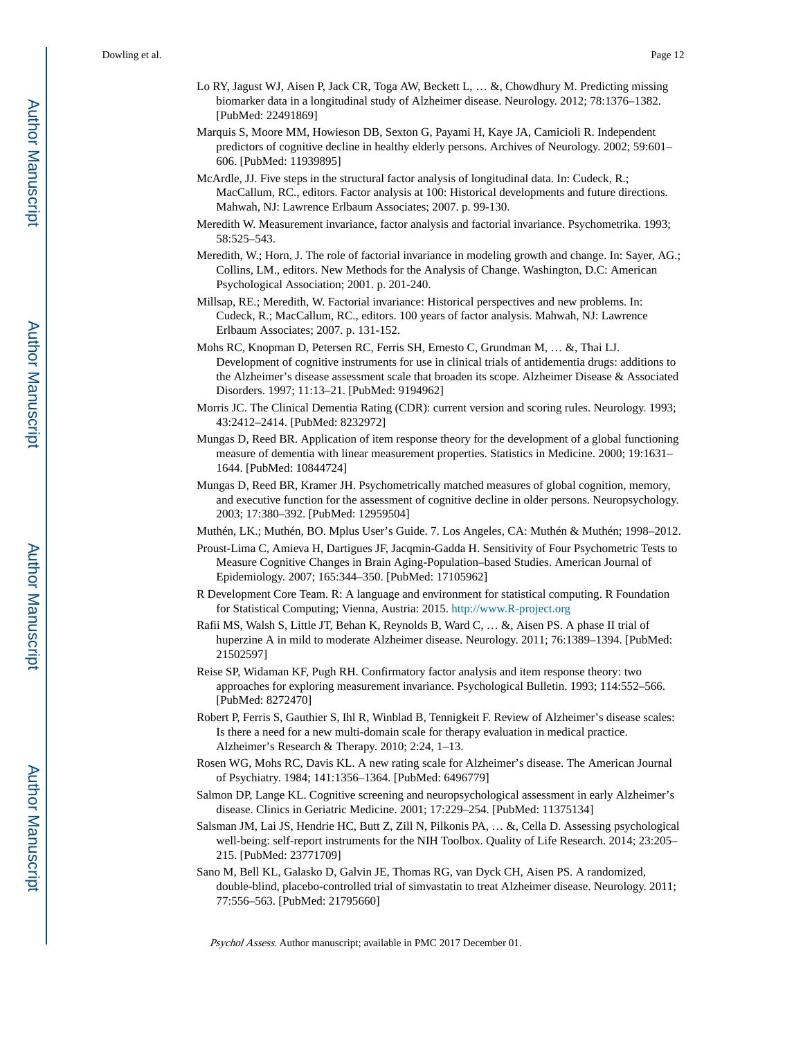Lo RY, Jagust WJ, Aisen P, Jack CR, Toga AW, Beckett L, … &, Chowdhury M. Predicting missing biomarker data in a longitudinal study of Alzheimer disease. Neurology. 2012; 78:1376–1382. [PubMed: 22491869]

Marquis S, Moore MM, Howieson DB, Sexton G, Payami H, Kaye JA, Camicioli R. Independent predictors of cognitive decline in healthy elderly persons. Archives of Neurology. 2002; 59:601–606. [PubMed: 11939895]

McArdle, JJ. Five steps in the structural factor analysis of longitudinal data. In: Cudeck, R.; MacCallum, RC., editors. Factor analysis at 100: Historical developments and future directions. Mahwah, NJ: Lawrence Erlbaum Associates; 2007. p. 99-130.

Meredith W. Measurement invariance, factor analysis and factorial invariance. Psychometrika. 1993; 58:525–543.

Meredith, W.; Horn, J. The role of factorial invariance in modeling growth and change. In: Sayer, AG.; Collins, LM., editors. New Methods for the Analysis of Change. Washington, D.C: American Psychological Association; 2001. p. 201-240.

Millsap, RE.; Meredith, W. Factorial invariance: Historical perspectives and new problems. In: Cudeck, R.; MacCallum, RC., editors. 100 years of factor analysis. Mahwah, NJ: Lawrence Erlbaum Associates; 2007. p. 131-152.

Mohs RC, Knopman D, Petersen RC, Ferris SH, Ernesto C, Grundman M, … &, Thai LJ. Development of cognitive instruments for use in clinical trials of antidementia drugs: additions to the Alzheimer's disease assessment scale that broaden its scope. Alzheimer Disease & Associated Disorders. 1997; 11:13–21. [PubMed: 9194962]

Morris JC. The Clinical Dementia Rating (CDR): current version and scoring rules. Neurology. 1993; 43:2412–2414. [PubMed: 8232972]

Mungas D, Reed BR. Application of item response theory for the development of a global functioning measure of dementia with linear measurement properties. Statistics in Medicine. 2000; 19:1631–1644. [PubMed: 10844724]

Mungas D, Reed BR, Kramer JH. Psychometrically matched measures of global cognition, memory, and executive function for the assessment of cognitive decline in older persons. Neuropsychology. 2003; 17:380–392. [PubMed: 12959504]

Muthén, LK.; Muthén, BO. Mplus User's Guide. 7. Los Angeles, CA: Muthén & Muthén; 1998–2012.

Proust-Lima C, Amieva H, Dartigues JF, Jacqmin-Gadda H. Sensitivity of Four Psychometric Tests to Measure Cognitive Changes in Brain Aging-Population–based Studies. American Journal of Epidemiology. 2007; 165:344–350. [PubMed: 17105962]

R Development Core Team. R: A language and environment for statistical computing. R Foundation for Statistical Computing; Vienna, Austria: 2015. http://www.R-project.org

Rafii MS, Walsh S, Little JT, Behan K, Reynolds B, Ward C, … &, Aisen PS. A phase II trial of huperzine A in mild to moderate Alzheimer disease. Neurology. 2011; 76:1389–1394. [PubMed: 21502597]

Reise SP, Widaman KF, Pugh RH. Confirmatory factor analysis and item response theory: two approaches for exploring measurement invariance. Psychological Bulletin. 1993; 114:552–566. [PubMed: 8272470]

Robert P, Ferris S, Gauthier S, Ihl R, Winblad B, Tennigkeit F. Review of Alzheimer's disease scales: Is there a need for a new multi-domain scale for therapy evaluation in medical practice. Alzheimer's Research & Therapy. 2010; 2:24, 1–13.

Rosen WG, Mohs RC, Davis KL. A new rating scale for Alzheimer's disease. The American Journal of Psychiatry. 1984; 141:1356–1364. [PubMed: 6496779]

Salmon DP, Lange KL. Cognitive screening and neuropsychological assessment in early Alzheimer's disease. Clinics in Geriatric Medicine. 2001; 17:229–254. [PubMed: 11375134]

Salsman JM, Lai JS, Hendrie HC, Butt Z, Zill N, Pilkonis PA, … &, Cella D. Assessing psychological well-being: self-report instruments for the NIH Toolbox. Quality of Life Research. 2014; 23:205–215. [PubMed: 23771709]

Sano M, Bell KL, Galasko D, Galvin JE, Thomas RG, van Dyck CH, Aisen PS. A randomized, double-blind, placebo-controlled trial of simvastatin to treat Alzheimer disease. Neurology. 2011; 77:556–563. [PubMed: 21795660]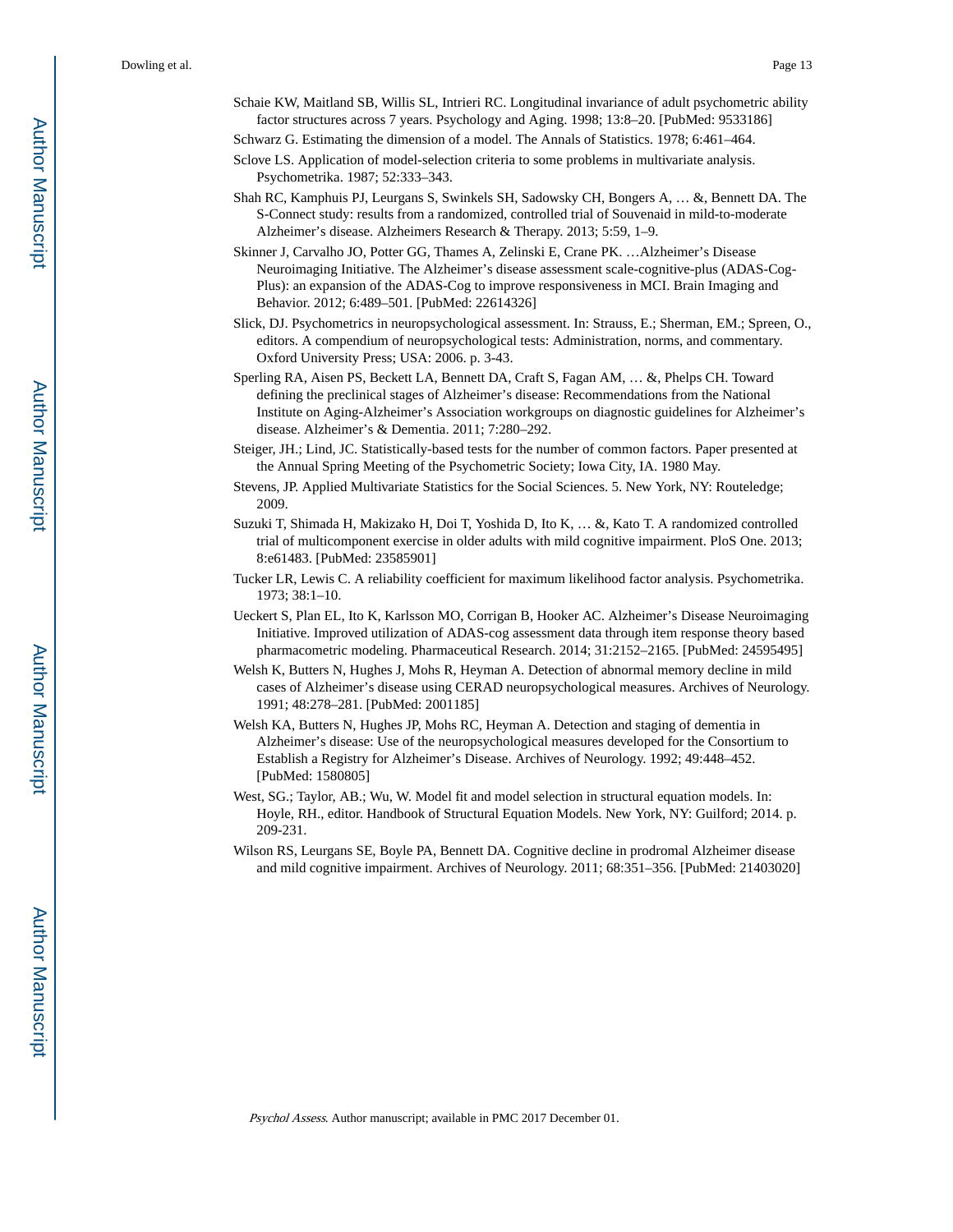Schaie KW, Maitland SB, Willis SL, Intrieri RC. Longitudinal invariance of adult psychometric ability factor structures across 7 years. Psychology and Aging. 1998; 13:8–20. [PubMed: 9533186]

Schwarz G. Estimating the dimension of a model. The Annals of Statistics. 1978; 6:461–464.

Sclove LS. Application of model-selection criteria to some problems in multivariate analysis. Psychometrika. 1987; 52:333–343.

Shah RC, Kamphuis PJ, Leurgans S, Swinkels SH, Sadowsky CH, Bongers A, … &, Bennett DA. The S-Connect study: results from a randomized, controlled trial of Souvenaid in mild-to-moderate Alzheimer's disease. Alzheimers Research & Therapy. 2013; 5:59, 1–9.

Skinner J, Carvalho JO, Potter GG, Thames A, Zelinski E, Crane PK. …Alzheimer's Disease Neuroimaging Initiative. The Alzheimer's disease assessment scale-cognitive-plus (ADAS-Cog-Plus): an expansion of the ADAS-Cog to improve responsiveness in MCI. Brain Imaging and Behavior. 2012; 6:489–501. [PubMed: 22614326]

Slick, DJ. Psychometrics in neuropsychological assessment. In: Strauss, E.; Sherman, EM.; Spreen, O., editors. A compendium of neuropsychological tests: Administration, norms, and commentary. Oxford University Press; USA: 2006. p. 3-43.

Sperling RA, Aisen PS, Beckett LA, Bennett DA, Craft S, Fagan AM, … &, Phelps CH. Toward defining the preclinical stages of Alzheimer's disease: Recommendations from the National Institute on Aging-Alzheimer's Association workgroups on diagnostic guidelines for Alzheimer's disease. Alzheimer's & Dementia. 2011; 7:280–292.

Steiger, JH.; Lind, JC. Statistically-based tests for the number of common factors. Paper presented at the Annual Spring Meeting of the Psychometric Society; Iowa City, IA. 1980 May.

Stevens, JP. Applied Multivariate Statistics for the Social Sciences. 5. New York, NY: Routeledge; 2009.

Suzuki T, Shimada H, Makizako H, Doi T, Yoshida D, Ito K, … &, Kato T. A randomized controlled trial of multicomponent exercise in older adults with mild cognitive impairment. PloS One. 2013; 8:e61483. [PubMed: 23585901]

Tucker LR, Lewis C. A reliability coefficient for maximum likelihood factor analysis. Psychometrika. 1973; 38:1–10.

Ueckert S, Plan EL, Ito K, Karlsson MO, Corrigan B, Hooker AC. Alzheimer's Disease Neuroimaging Initiative. Improved utilization of ADAS-cog assessment data through item response theory based pharmacometric modeling. Pharmaceutical Research. 2014; 31:2152–2165. [PubMed: 24595495]

Welsh K, Butters N, Hughes J, Mohs R, Heyman A. Detection of abnormal memory decline in mild cases of Alzheimer's disease using CERAD neuropsychological measures. Archives of Neurology. 1991; 48:278–281. [PubMed: 2001185]

Welsh KA, Butters N, Hughes JP, Mohs RC, Heyman A. Detection and staging of dementia in Alzheimer's disease: Use of the neuropsychological measures developed for the Consortium to Establish a Registry for Alzheimer's Disease. Archives of Neurology. 1992; 49:448–452. [PubMed: 1580805]

West, SG.; Taylor, AB.; Wu, W. Model fit and model selection in structural equation models. In: Hoyle, RH., editor. Handbook of Structural Equation Models. New York, NY: Guilford; 2014. p. 209-231.

Wilson RS, Leurgans SE, Boyle PA, Bennett DA. Cognitive decline in prodromal Alzheimer disease and mild cognitive impairment. Archives of Neurology. 2011; 68:351–356. [PubMed: 21403020]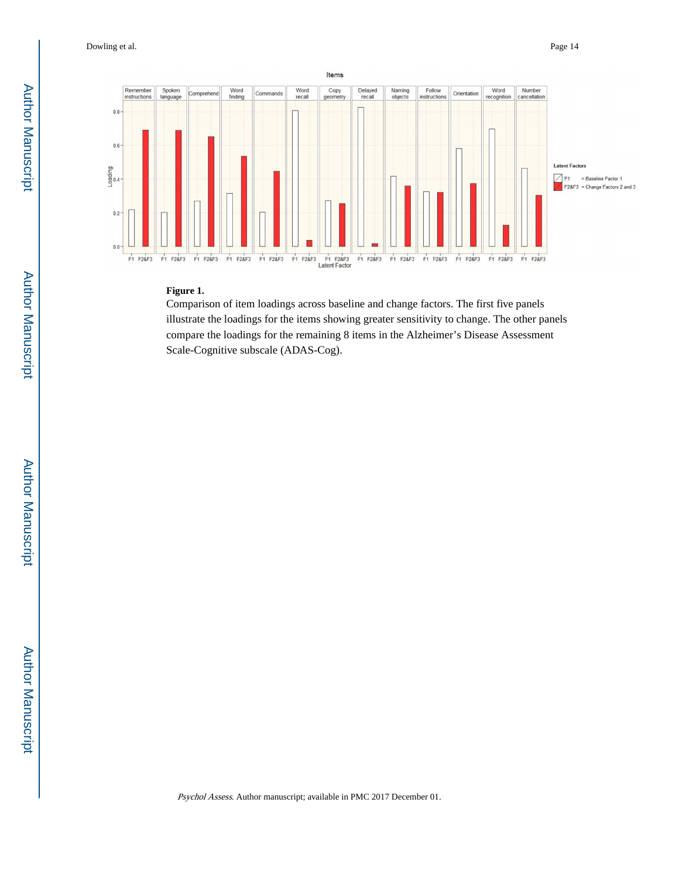**Figure 1.**

Comparison of item loadings across baseline and change factors. The first five panels illustrate the loadings for the items showing greater sensitivity to change. The other panels compare the loadings for the remaining 8 items in the Alzheimer's Disease Assessment Scale-Cognitive subscale (ADAS-Cog).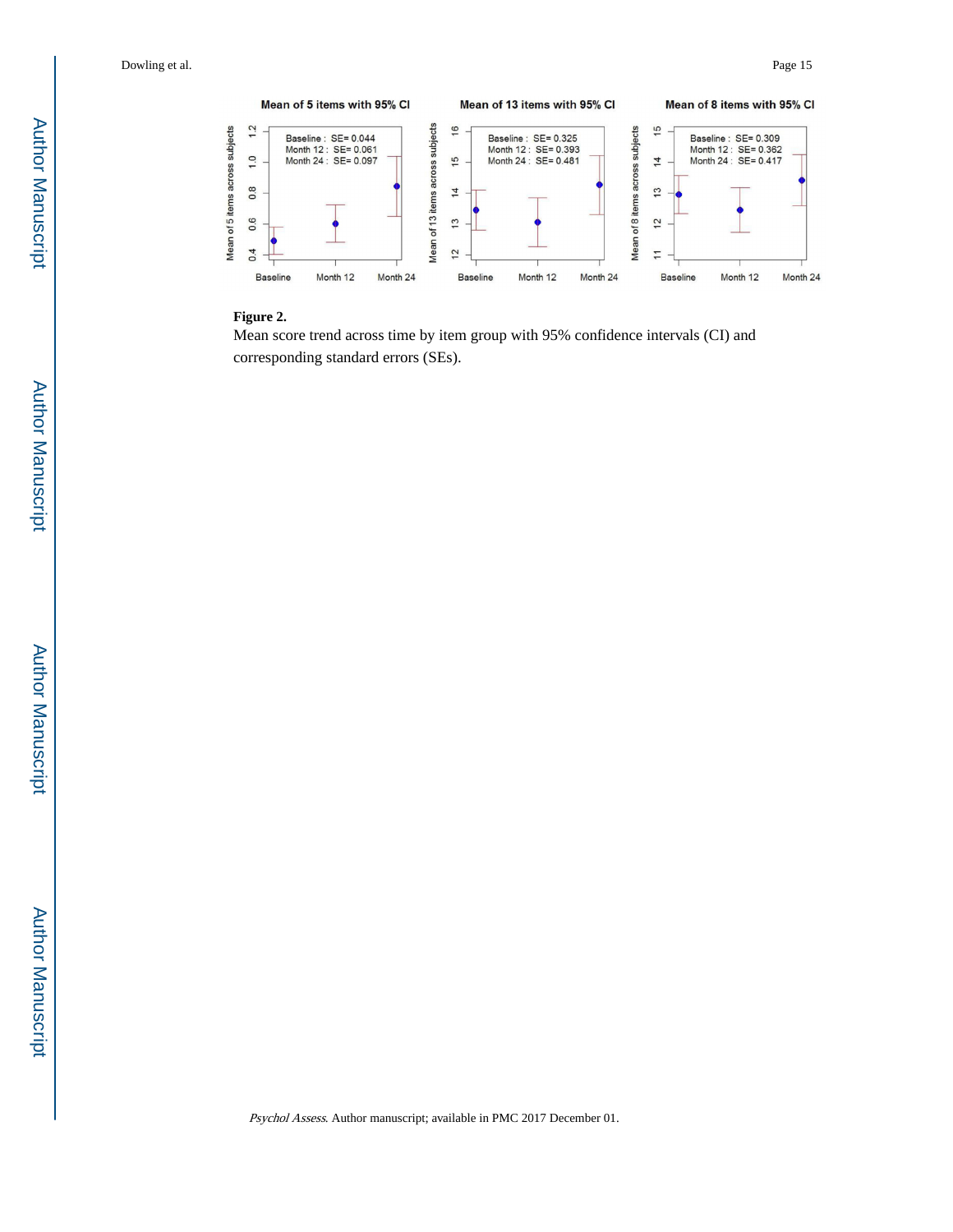**Figure 2.**

Mean score trend across time by item group with 95% confidence intervals (CI) and corresponding standard errors (SEs).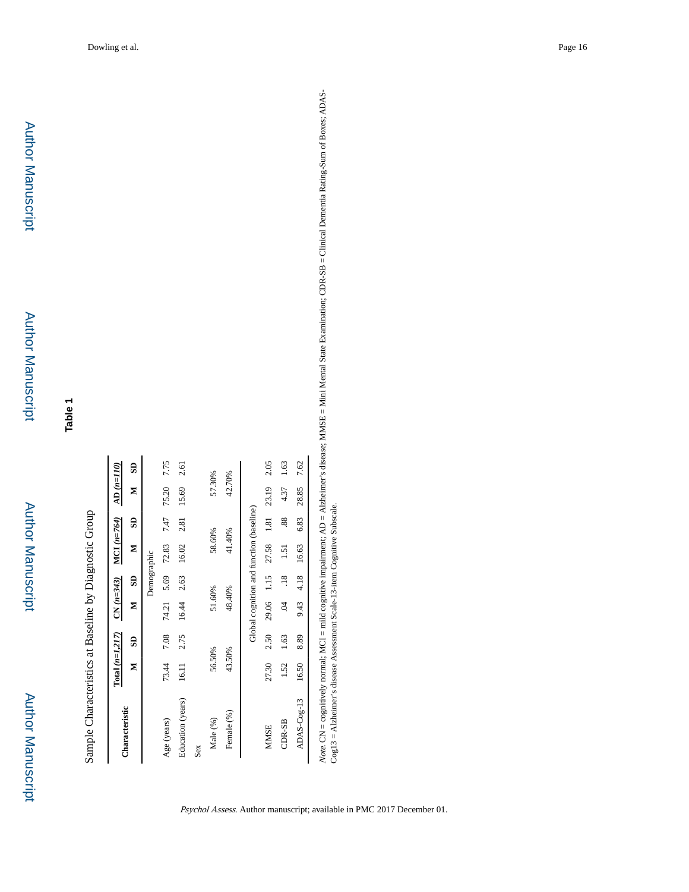# Table 1

Sample Characteristics at Baseline by Diagnostic Group

| Characteristic | Total (n=1,217) | | CN (n=343) | | MCI (n=764) | | AD (n=110) | |
|---|---|---|---|---|---|---|---|---|
| | M | SD | M | SD | M | SD | M | SD |
| | | | Demographic | | | | | |
| Age (years) | 73.44 | 7.08 | 74.21 | 5.69 | 72.83 | 7.47 | 75.20 | 7.75 |
| Education (years) | 16.11 | 2.75 | 16.44 | 2.63 | 16.02 | 2.81 | 15.69 | 2.61 |
| Sex | | | | | | | | |
| Male (%) | 56.50% | | 51.60% | | 58.60% | | 57.30% | |
| Female (%) | 43.50% | | 48.40% | | 41.40% | | 42.70% | |
| | | | Global cognition and function (baseline) | | | | | |
| MMSE | 27.30 | 2.50 | 29.06 | 1.15 | 27.58 | 1.81 | 23.19 | 2.05 |
| CDR-SB | 1.52 | 1.63 | .04 | .18 | 1.51 | .88 | 4.37 | 1.63 |
| ADAS-Cog-13 | 16.50 | 8.89 | 9.43 | 4.18 | 16.63 | 6.83 | 28.85 | 7.62 |

*Note.* CN = cognitively normal; MCI = mild cognitive impairment; AD = Alzheimer's disease; MMSE = Mini Mental State Examination; CDR-SB = Clinical Dementia Rating-Sum of Boxes; ADAS-Cog13 = Alzheimer's disease Assessment Scale-13-item Cognitive Subscale.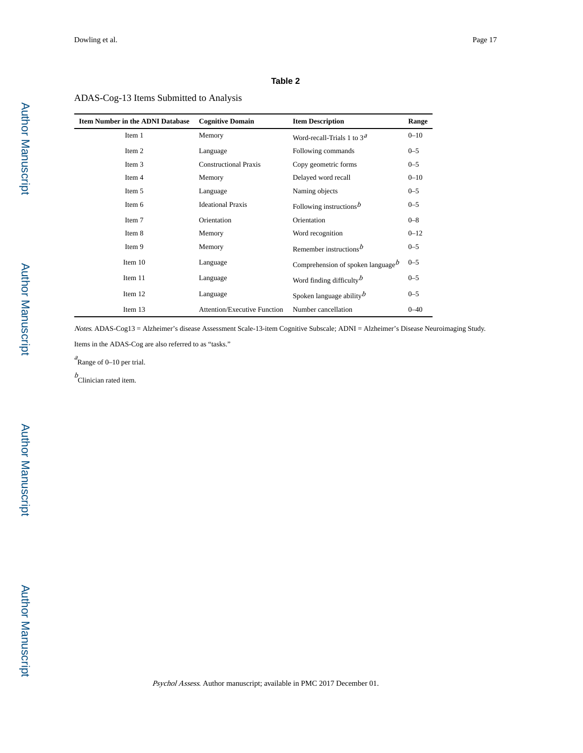**Table 2**

ADAS-Cog-13 Items Submitted to Analysis

| Item Number in the ADNI Database | Cognitive Domain | Item Description | Range |
|---|---|---|---|
| Item 1 | Memory | Word-recall-Trials 1 to 3[a] | 0–10 |
| Item 2 | Language | Following commands | 0–5 |
| Item 3 | Constructional Praxis | Copy geometric forms | 0–5 |
| Item 4 | Memory | Delayed word recall | 0–10 |
| Item 5 | Language | Naming objects | 0–5 |
| Item 6 | Ideational Praxis | Following instructions[b] | 0–5 |
| Item 7 | Orientation | Orientation | 0–8 |
| Item 8 | Memory | Word recognition | 0–12 |
| Item 9 | Memory | Remember instructions[b] | 0–5 |
| Item 10 | Language | Comprehension of spoken language[b] | 0–5 |
| Item 11 | Language | Word finding difficulty[b] | 0–5 |
| Item 12 | Language | Spoken language ability[b] | 0–5 |
| Item 13 | Attention/Executive Function | Number cancellation | 0–40 |

*Notes*. ADAS-Cog13 = Alzheimer's disease Assessment Scale-13-item Cognitive Subscale; ADNI = Alzheimer's Disease Neuroimaging Study.

Items in the ADAS-Cog are also referred to as "tasks."

[a]Range of 0–10 per trial.

[b]Clinician rated item.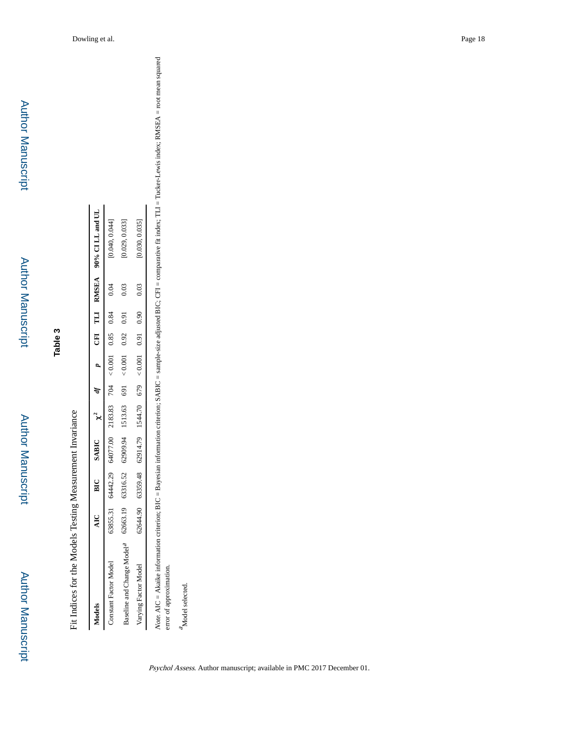## Table 3

Fit Indices for the Models Testing Measurement Invariance

| Models | AIC | BIC | SABIC | $\chi^2$ | *df* | *p* | CFI | TLI | RMSEA | 90% CI LL and UL |
|---|---|---|---|---|---|---|---|---|---|---|
| Constant Factor Model | 63855.31 | 64442.29 | 64077.00 | 2183.83 | 704 | < 0.001 | 0.85 | 0.84 | 0.04 | [0.040, 0.044] |
| Baseline and Change Model[a] | 62663.19 | 63316.52 | 62909.94 | 1513.63 | 691 | < 0.001 | 0.92 | 0.91 | 0.03 | [0.029, 0.033] |
| Varying Factor Model | 62644.90 | 63359.48 | 62914.79 | 1544.70 | 679 | < 0.001 | 0.91 | 0.90 | 0.03 | [0.030, 0.035] |

*Note.* AIC = Akaike information criterion; BIC = Bayesian information criterion; SABIC = sample-size adjusted BIC; CFI = comparative fit index; TLI = Tucker-Lewis index; RMSEA = root mean squared error of approximation.

[a]Model selected.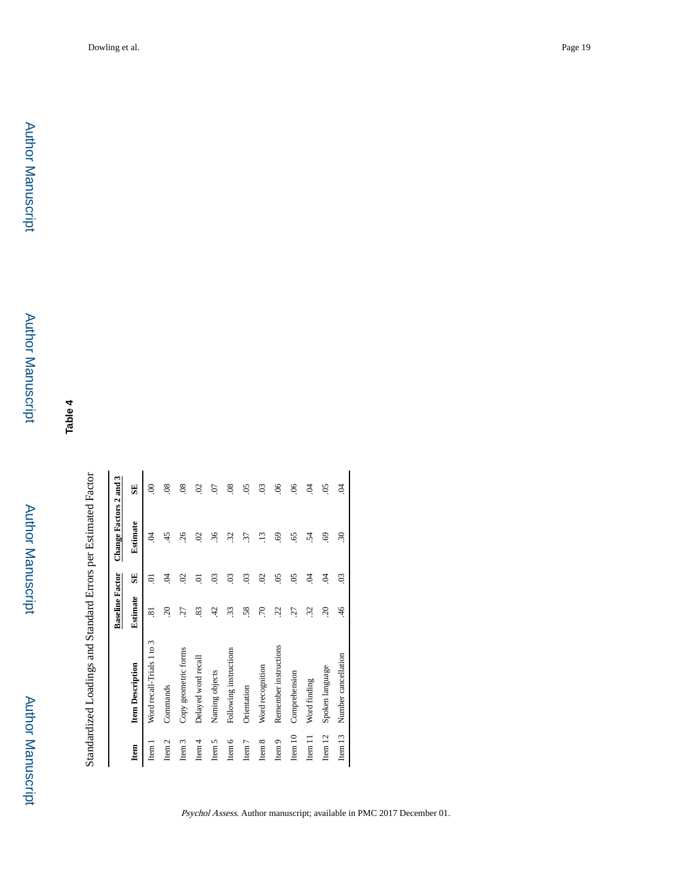## Table 4

Standardized Loadings and Standard Errors per Estimated Factor

| | | Baseline Factor | | Change Factors 2 and 3 | |
|---|---|---|---|---|---|
| Item | Item Description | Estimate | SE | Estimate | SE |
| Item 1 | Word recall-Trials 1 to 3 | .81 | .01 | .04 | .00 |
| Item 2 | Commands | .20 | .04 | .45 | .08 |
| Item 3 | Copy geometric forms | .27 | .02 | .26 | .08 |
| Item 4 | Delayed word recall | .83 | .01 | .02 | .02 |
| Item 5 | Naming objects | .42 | .03 | .36 | .07 |
| Item 6 | Following instructions | .33 | .03 | .32 | .08 |
| Item 7 | Orientation | .58 | .03 | .37 | .05 |
| Item 8 | Word recognition | .70 | .02 | .13 | .03 |
| Item 9 | Remember instructions | .22 | .05 | .69 | .06 |
| Item 10 | Comprehension | .27 | .05 | .65 | .06 |
| Item 11 | Word finding | .32 | .04 | .54 | .04 |
| Item 12 | Spoken language | .20 | .04 | .69 | .05 |
| Item 13 | Number cancellation | .46 | .03 | .30 | .04 |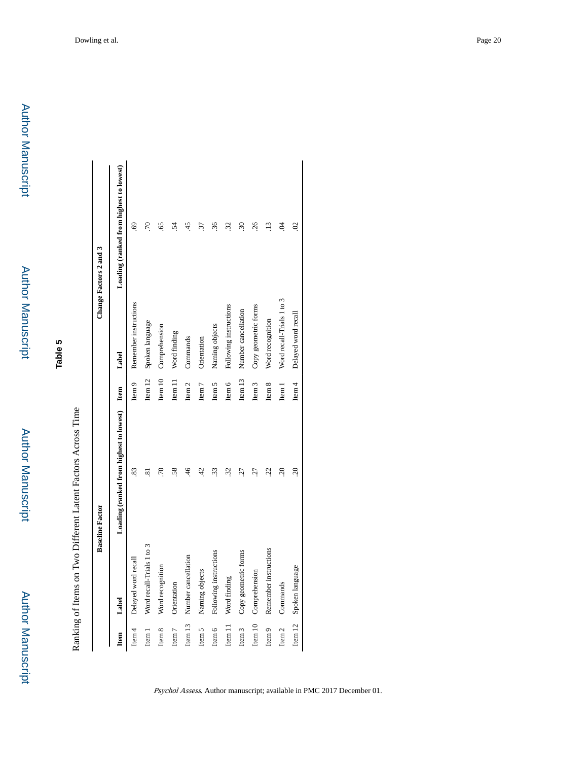## Table 5

Ranking of Items on Two Different Latent Factors Across Time

| Baseline Factor | | | Change Factors 2 and 3 | | |
|---|---|---|---|---|---|
| Item | Label | Loading (ranked from highest to lowest) | Item | Label | Loading (ranked from highest to lowest) |
| Item 4 | Delayed word recall | .83 | Item 9 | Remember instructions | .69 |
| Item 1 | Word recall-Trials 1 to 3 | .81 | Item 12 | Spoken language | .70 |
| Item 8 | Word recognition | .70 | Item 10 | Comprehension | .65 |
| Item 7 | Orientation | .58 | Item 11 | Word finding | .54 |
| Item 13 | Number cancellation | .46 | Item 2 | Commands | .45 |
| Item 5 | Naming objects | .42 | Item 7 | Orientation | .37 |
| Item 6 | Following instructions | .33 | Item 5 | Naming objects | .36 |
| Item 11 | Word finding | .32 | Item 6 | Following instructions | .32 |
| Item 3 | Copy geometric forms | .27 | Item 13 | Number cancellation | .30 |
| Item 10 | Comprehension | .27 | Item 3 | Copy geometric forms | .26 |
| Item 9 | Remember instructions | .22 | Item 8 | Word recognition | .13 |
| Item 2 | Commands | .20 | Item 1 | Word recall-Trials 1 to 3 | .04 |
| Item 12 | Spoken language | .20 | Item 4 | Delayed word recall | .02 |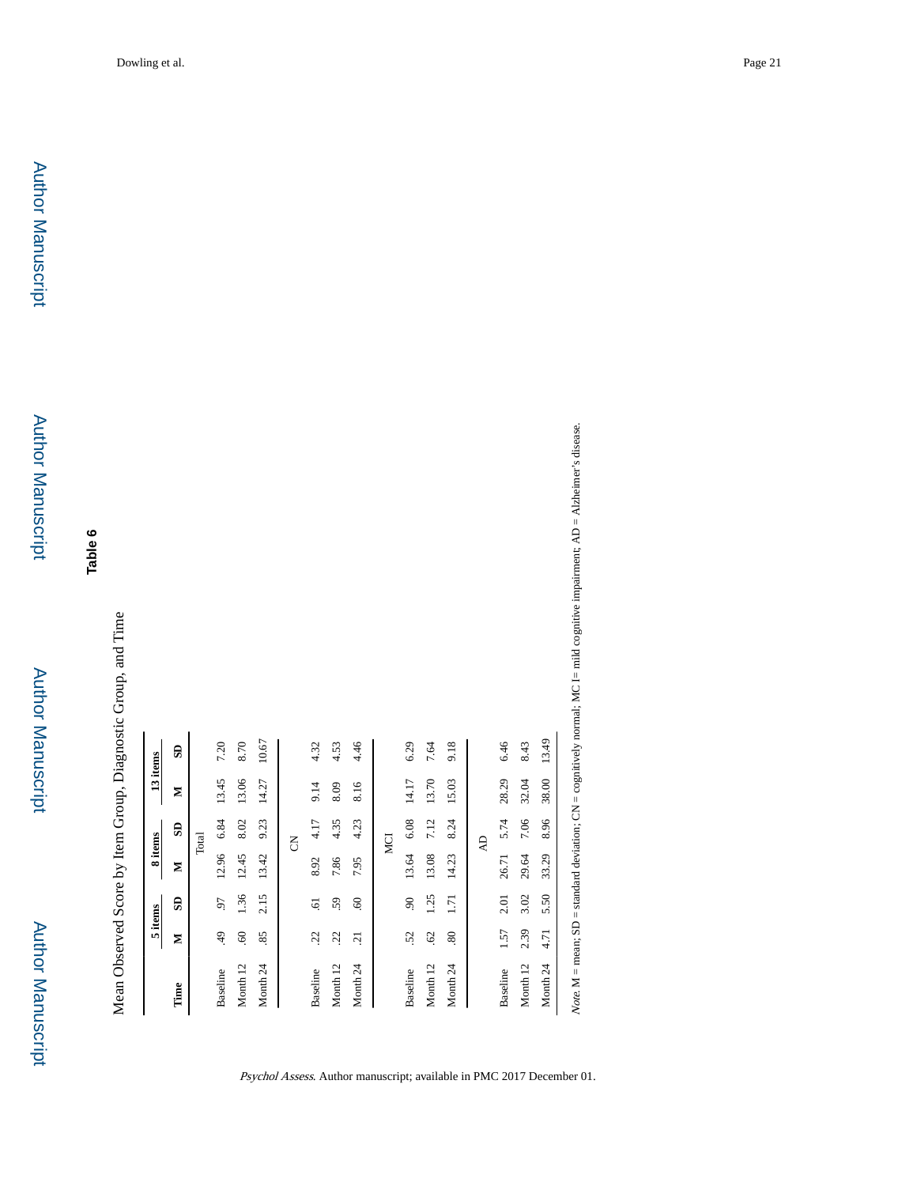**Table 6**

Mean Observed Score by Item Group, Diagnostic Group, and Time

| Time | 5 items | | 8 items | | 13 items | |
|---|---|---|---|---|---|---|
| | M | SD | M | SD | M | SD |
| **Total** | | | | | | |
| Baseline | .49 | .97 | 12.96 | 6.84 | 13.45 | 7.20 |
| Month 12 | .60 | 1.36 | 12.45 | 8.02 | 13.06 | 8.70 |
| Month 24 | .85 | 2.15 | 13.42 | 9.23 | 14.27 | 10.67 |
| **CN** | | | | | | |
| Baseline | .22 | .61 | 8.92 | 4.17 | 9.14 | 4.32 |
| Month 12 | .22 | .59 | 7.86 | 4.35 | 8.09 | 4.53 |
| Month 24 | .21 | .60 | 7.95 | 4.23 | 8.16 | 4.46 |
| **MCI** | | | | | | |
| Baseline | .52 | .90 | 13.64 | 6.08 | 14.17 | 6.29 |
| Month 12 | .62 | 1.25 | 13.08 | 7.12 | 13.70 | 7.64 |
| Month 24 | .80 | 1.71 | 14.23 | 8.24 | 15.03 | 9.18 |
| **AD** | | | | | | |
| Baseline | 1.57 | 2.01 | 26.71 | 5.74 | 28.29 | 6.46 |
| Month 12 | 2.39 | 3.02 | 29.64 | 7.06 | 32.04 | 8.43 |
| Month 24 | 4.71 | 5.50 | 33.29 | 8.96 | 38.00 | 13.49 |

*Note.* M = mean; SD = standard deviation; CN = cognitively normal; MCI= mild cognitive impairment; AD = Alzheimer's disease.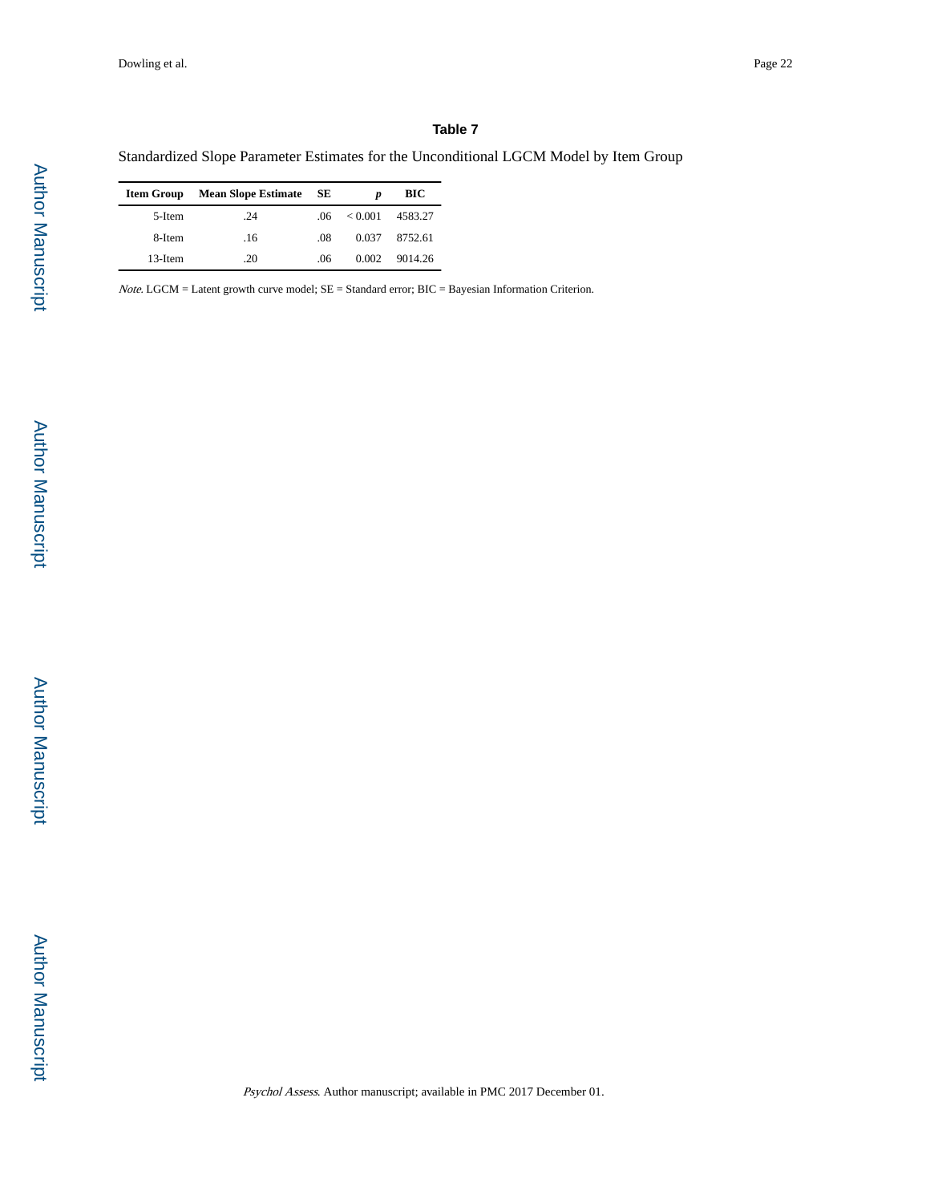**Table 7**

Standardized Slope Parameter Estimates for the Unconditional LGCM Model by Item Group

| Item Group | Mean Slope Estimate | SE | *p* | BIC |
|---|---|---|---|---|
| 5-Item | .24 | .06 | < 0.001 | 4583.27 |
| 8-Item | .16 | .08 | 0.037 | 8752.61 |
| 13-Item | .20 | .06 | 0.002 | 9014.26 |

*Note*. LGCM = Latent growth curve model; SE = Standard error; BIC = Bayesian Information Criterion.